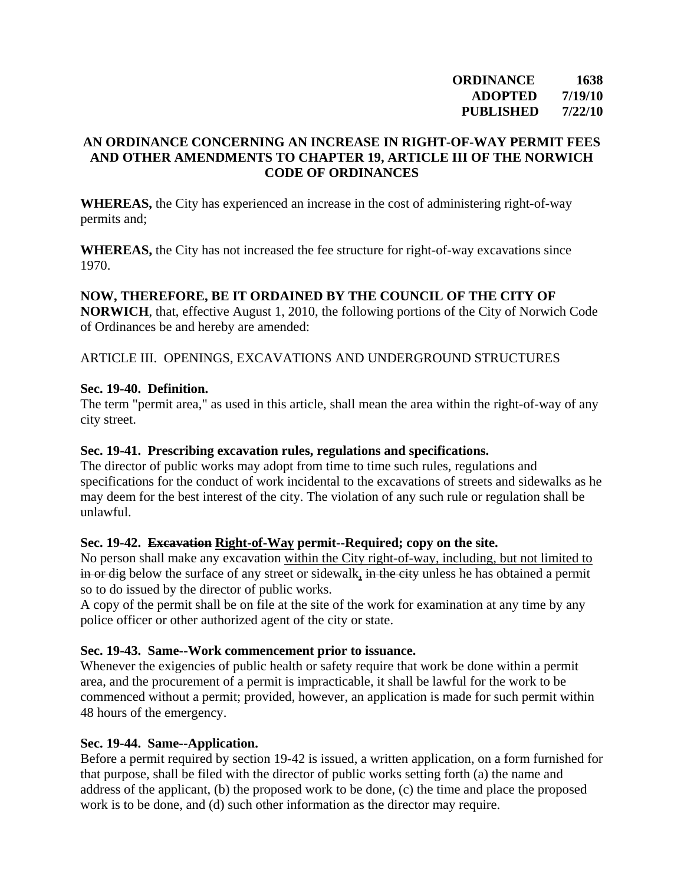**ORDINANCE 1638**
**ADOPTED 7/19/10**
**PUBLISHED 7/22/10**

## AN ORDINANCE CONCERNING AN INCREASE IN RIGHT-OF-WAY PERMIT FEES AND OTHER AMENDMENTS TO CHAPTER 19, ARTICLE III OF THE NORWICH CODE OF ORDINANCES

**WHEREAS,** the City has experienced an increase in the cost of administering right-of-way permits and;

**WHEREAS,** the City has not increased the fee structure for right-of-way excavations since 1970.

**NOW, THEREFORE, BE IT ORDAINED BY THE COUNCIL OF THE CITY OF NORWICH**, that, effective August 1, 2010, the following portions of the City of Norwich Code of Ordinances be and hereby are amended:

ARTICLE III. OPENINGS, EXCAVATIONS AND UNDERGROUND STRUCTURES

**Sec. 19-40. Definition.**
The term "permit area," as used in this article, shall mean the area within the right-of-way of any city street.

**Sec. 19-41. Prescribing excavation rules, regulations and specifications.**
The director of public works may adopt from time to time such rules, regulations and specifications for the conduct of work incidental to the excavations of streets and sidewalks as he may deem for the best interest of the city. The violation of any such rule or regulation shall be unlawful.

**Sec. 19-42. ~~Excavation~~ <u>Right-of-Way</u> permit--Required; copy on the site.**
No person shall make any excavation <u>within the City right-of-way, including, but not limited to</u> ~~in or dig~~ below the surface of any street or sidewalk<u>,</u> ~~in the city~~ unless he has obtained a permit so to do issued by the director of public works.
A copy of the permit shall be on file at the site of the work for examination at any time by any police officer or other authorized agent of the city or state.

**Sec. 19-43. Same--Work commencement prior to issuance.**
Whenever the exigencies of public health or safety require that work be done within a permit area, and the procurement of a permit is impracticable, it shall be lawful for the work to be commenced without a permit; provided, however, an application is made for such permit within 48 hours of the emergency.

**Sec. 19-44. Same--Application.**
Before a permit required by section 19-42 is issued, a written application, on a form furnished for that purpose, shall be filed with the director of public works setting forth (a) the name and address of the applicant, (b) the proposed work to be done, (c) the time and place the proposed work is to be done, and (d) such other information as the director may require.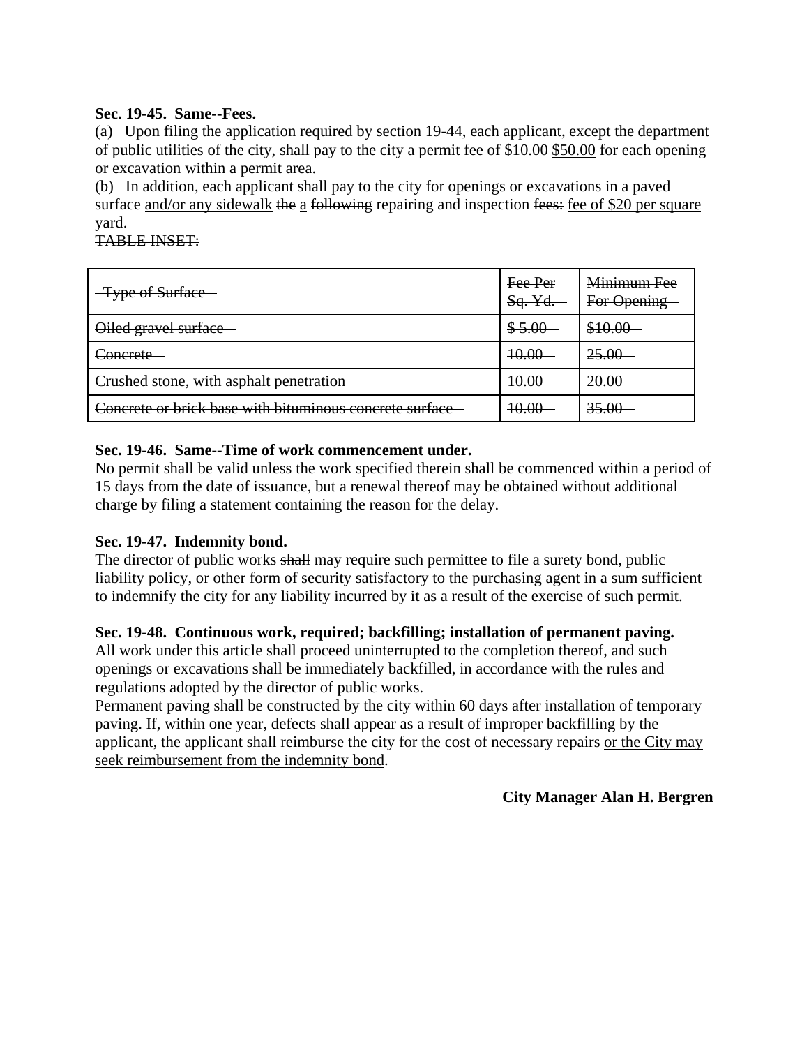**Sec. 19-45. Same--Fees.**

(a) Upon filing the application required by section 19-44, each applicant, except the department of public utilities of the city, shall pay to the city a permit fee of ~~$10.00~~ <u>$50.00</u> for each opening or excavation within a permit area.

(b) In addition, each applicant shall pay to the city for openings or excavations in a paved surface <u>and/or any sidewalk</u> ~~the~~ <u>a</u> ~~following~~ repairing and inspection ~~fees:~~ <u>fee of $20 per square yard.</u>

~~TABLE INSET:~~

| ~~Type of Surface~~ | ~~Fee Per Sq. Yd.~~ | ~~Minimum Fee For Opening~~ |
|---|---|---|
| ~~Oiled gravel surface~~ | ~~$ 5.00~~ | ~~$10.00~~ |
| ~~Concrete~~ | ~~10.00~~ | ~~25.00~~ |
| ~~Crushed stone, with asphalt penetration~~ | ~~10.00~~ | ~~20.00~~ |
| ~~Concrete or brick base with bituminous concrete surface~~ | ~~10.00~~ | ~~35.00~~ |

**Sec. 19-46. Same--Time of work commencement under.**

No permit shall be valid unless the work specified therein shall be commenced within a period of 15 days from the date of issuance, but a renewal thereof may be obtained without additional charge by filing a statement containing the reason for the delay.

**Sec. 19-47. Indemnity bond.**

The director of public works ~~shall~~ <u>may</u> require such permittee to file a surety bond, public liability policy, or other form of security satisfactory to the purchasing agent in a sum sufficient to indemnify the city for any liability incurred by it as a result of the exercise of such permit.

**Sec. 19-48. Continuous work, required; backfilling; installation of permanent paving.**

All work under this article shall proceed uninterrupted to the completion thereof, and such openings or excavations shall be immediately backfilled, in accordance with the rules and regulations adopted by the director of public works.

Permanent paving shall be constructed by the city within 60 days after installation of temporary paving. If, within one year, defects shall appear as a result of improper backfilling by the applicant, the applicant shall reimburse the city for the cost of necessary repairs <u>or the City may seek reimbursement from the indemnity bond</u>.

**City Manager Alan H. Bergren**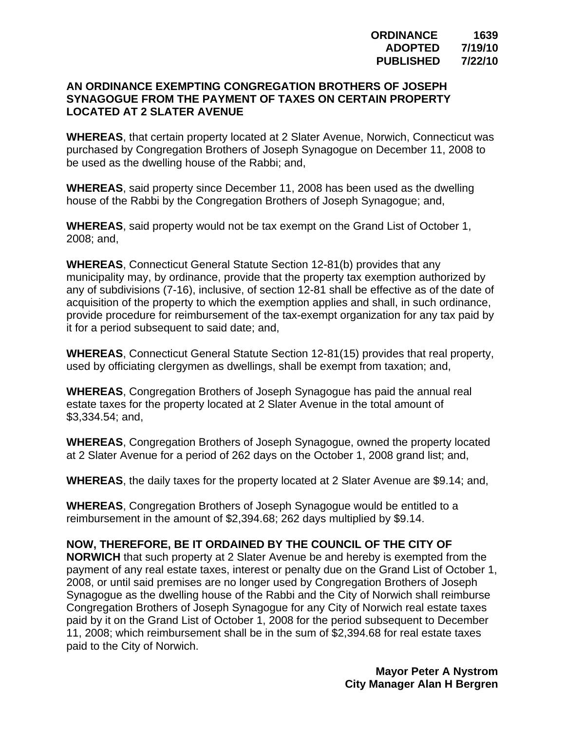**ORDINANCE 1639**
**ADOPTED 7/19/10**
**PUBLISHED 7/22/10**

**AN ORDINANCE EXEMPTING CONGREGATION BROTHERS OF JOSEPH SYNAGOGUE FROM THE PAYMENT OF TAXES ON CERTAIN PROPERTY LOCATED AT 2 SLATER AVENUE**

**WHEREAS**, that certain property located at 2 Slater Avenue, Norwich, Connecticut was purchased by Congregation Brothers of Joseph Synagogue on December 11, 2008 to be used as the dwelling house of the Rabbi; and,

**WHEREAS**, said property since December 11, 2008 has been used as the dwelling house of the Rabbi by the Congregation Brothers of Joseph Synagogue; and,

**WHEREAS**, said property would not be tax exempt on the Grand List of October 1, 2008; and,

**WHEREAS**, Connecticut General Statute Section 12-81(b) provides that any municipality may, by ordinance, provide that the property tax exemption authorized by any of subdivisions (7-16), inclusive, of section 12-81 shall be effective as of the date of acquisition of the property to which the exemption applies and shall, in such ordinance, provide procedure for reimbursement of the tax-exempt organization for any tax paid by it for a period subsequent to said date; and,

**WHEREAS**, Connecticut General Statute Section 12-81(15) provides that real property, used by officiating clergymen as dwellings, shall be exempt from taxation; and,

**WHEREAS**, Congregation Brothers of Joseph Synagogue has paid the annual real estate taxes for the property located at 2 Slater Avenue in the total amount of $3,334.54; and,

**WHEREAS**, Congregation Brothers of Joseph Synagogue, owned the property located at 2 Slater Avenue for a period of 262 days on the October 1, 2008 grand list; and,

**WHEREAS**, the daily taxes for the property located at 2 Slater Avenue are $9.14; and,

**WHEREAS**, Congregation Brothers of Joseph Synagogue would be entitled to a reimbursement in the amount of $2,394.68; 262 days multiplied by $9.14.

**NOW, THEREFORE, BE IT ORDAINED BY THE COUNCIL OF THE CITY OF NORWICH** that such property at 2 Slater Avenue be and hereby is exempted from the payment of any real estate taxes, interest or penalty due on the Grand List of October 1, 2008, or until said premises are no longer used by Congregation Brothers of Joseph Synagogue as the dwelling house of the Rabbi and the City of Norwich shall reimburse Congregation Brothers of Joseph Synagogue for any City of Norwich real estate taxes paid by it on the Grand List of October 1, 2008 for the period subsequent to December 11, 2008; which reimbursement shall be in the sum of $2,394.68 for real estate taxes paid to the City of Norwich.

**Mayor Peter A Nystrom**
**City Manager Alan H Bergren**